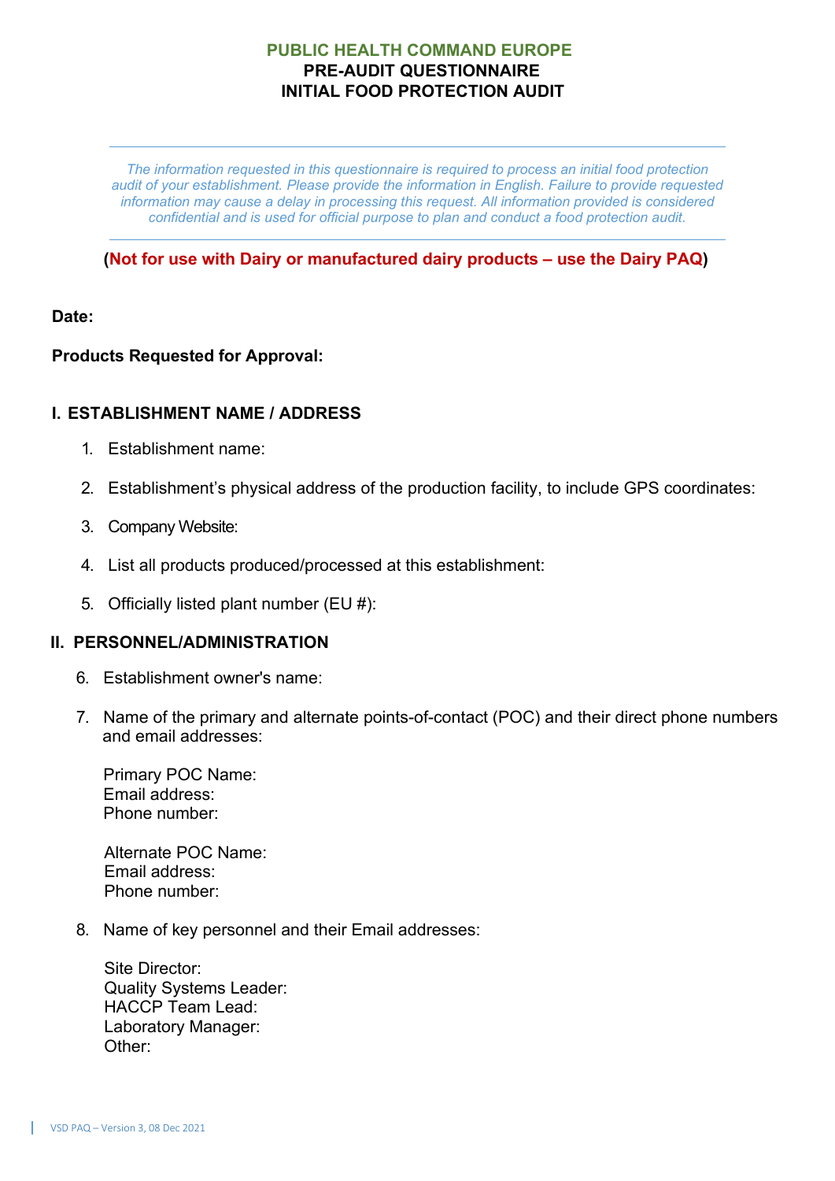# PUBLIC HEALTH COMMAND EUROPE
## PRE-AUDIT QUESTIONNAIRE
## INITIAL FOOD PROTECTION AUDIT

---

*The information requested in this questionnaire is required to process an initial food protection audit of your establishment. Please provide the information in English. Failure to provide requested information may cause a delay in processing this request. All information provided is considered confidential and is used for official purpose to plan and conduct a food protection audit.*

---

**(Not for use with Dairy or manufactured dairy products – use the Dairy PAQ)**

**Date:**

**Products Requested for Approval:**

## I. ESTABLISHMENT NAME / ADDRESS

1. Establishment name:
2. Establishment's physical address of the production facility, to include GPS coordinates:
3. Company Website:
4. List all products produced/processed at this establishment:
5. Officially listed plant number (EU #):

## II. PERSONNEL/ADMINISTRATION

6. Establishment owner's name:
7. Name of the primary and alternate points-of-contact (POC) and their direct phone numbers and email addresses:

   Primary POC Name:
   Email address:
   Phone number:

   Alternate POC Name:
   Email address:
   Phone number:

8. Name of key personnel and their Email addresses:

   Site Director:
   Quality Systems Leader:
   HACCP Team Lead:
   Laboratory Manager:
   Other: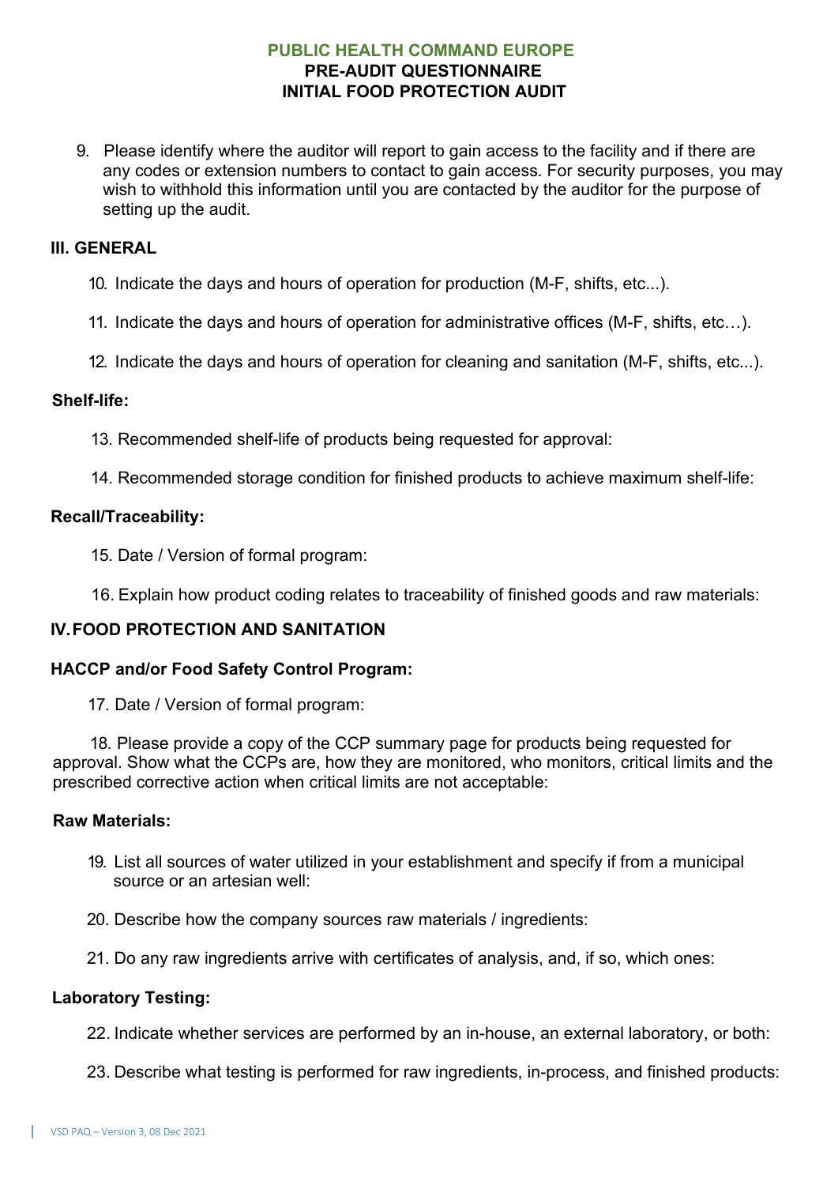9. Please identify where the auditor will report to gain access to the facility and if there are any codes or extension numbers to contact to gain access. For security purposes, you may wish to withhold this information until you are contacted by the auditor for the purpose of setting up the audit.

## III. GENERAL

10. Indicate the days and hours of operation for production (M-F, shifts, etc...).

11. Indicate the days and hours of operation for administrative offices (M-F, shifts, etc…).

12. Indicate the days and hours of operation for cleaning and sanitation (M-F, shifts, etc...).

### Shelf-life:

13. Recommended shelf-life of products being requested for approval:

14. Recommended storage condition for finished products to achieve maximum shelf-life:

### Recall/Traceability:

15. Date / Version of formal program:

16. Explain how product coding relates to traceability of finished goods and raw materials:

## IV. FOOD PROTECTION AND SANITATION

### HACCP and/or Food Safety Control Program:

17. Date / Version of formal program:

18. Please provide a copy of the CCP summary page for products being requested for approval. Show what the CCPs are, how they are monitored, who monitors, critical limits and the prescribed corrective action when critical limits are not acceptable:

### Raw Materials:

19. List all sources of water utilized in your establishment and specify if from a municipal source or an artesian well:

20. Describe how the company sources raw materials / ingredients:

21. Do any raw ingredients arrive with certificates of analysis, and, if so, which ones:

### Laboratory Testing:

22. Indicate whether services are performed by an in-house, an external laboratory, or both:

23. Describe what testing is performed for raw ingredients, in-process, and finished products: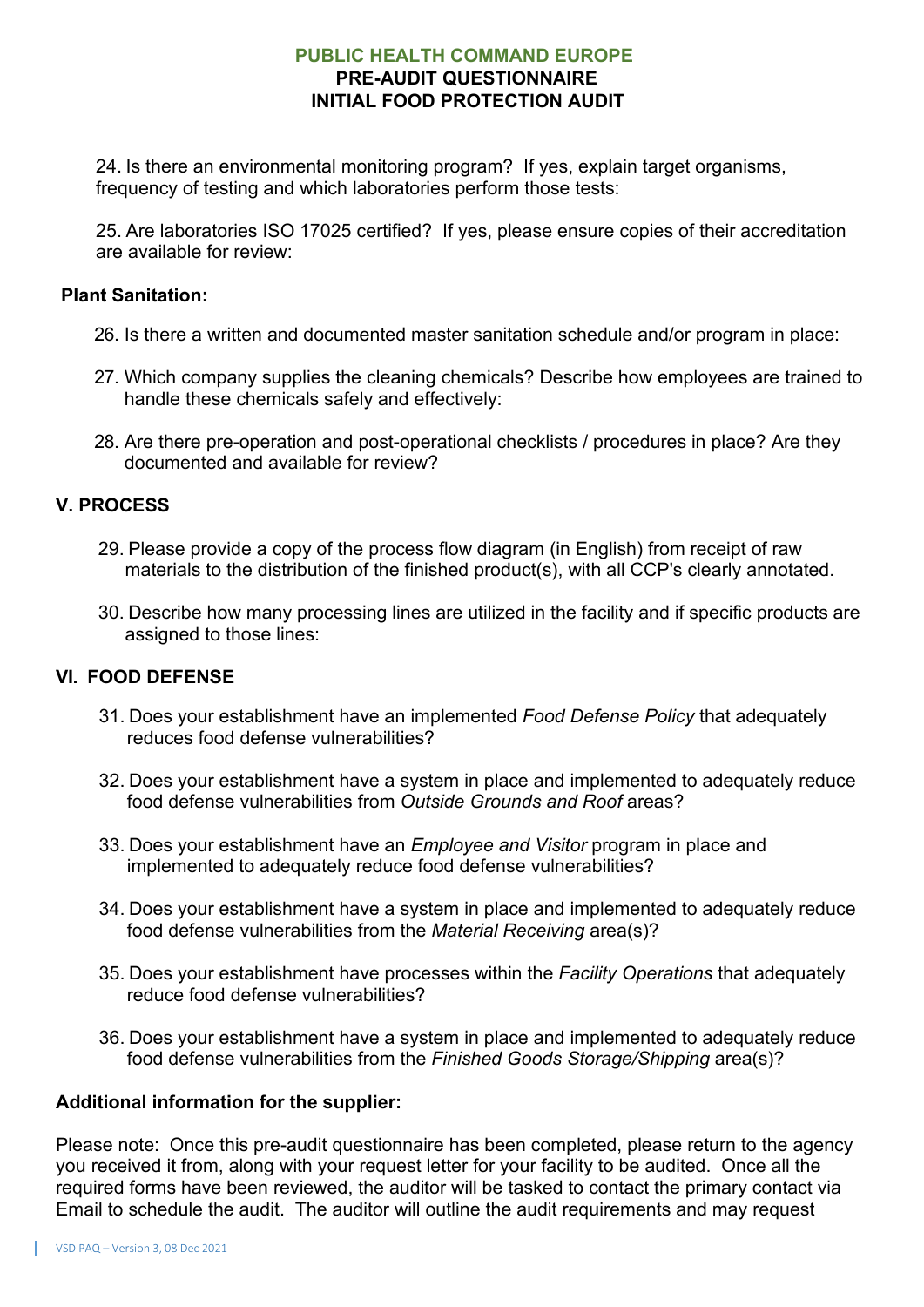24. Is there an environmental monitoring program? If yes, explain target organisms, frequency of testing and which laboratories perform those tests:

25. Are laboratories ISO 17025 certified? If yes, please ensure copies of their accreditation are available for review:

**Plant Sanitation:**

26. Is there a written and documented master sanitation schedule and/or program in place:

27. Which company supplies the cleaning chemicals? Describe how employees are trained to handle these chemicals safely and effectively:

28. Are there pre-operation and post-operational checklists / procedures in place? Are they documented and available for review?

## V. PROCESS

29. Please provide a copy of the process flow diagram (in English) from receipt of raw materials to the distribution of the finished product(s), with all CCP's clearly annotated.

30. Describe how many processing lines are utilized in the facility and if specific products are assigned to those lines:

## VI. FOOD DEFENSE

31. Does your establishment have an implemented *Food Defense Policy* that adequately reduces food defense vulnerabilities?

32. Does your establishment have a system in place and implemented to adequately reduce food defense vulnerabilities from *Outside Grounds and Roof* areas?

33. Does your establishment have an *Employee and Visitor* program in place and implemented to adequately reduce food defense vulnerabilities?

34. Does your establishment have a system in place and implemented to adequately reduce food defense vulnerabilities from the *Material Receiving* area(s)?

35. Does your establishment have processes within the *Facility Operations* that adequately reduce food defense vulnerabilities?

36. Does your establishment have a system in place and implemented to adequately reduce food defense vulnerabilities from the *Finished Goods Storage/Shipping* area(s)?

**Additional information for the supplier:**

Please note: Once this pre-audit questionnaire has been completed, please return to the agency you received it from, along with your request letter for your facility to be audited. Once all the required forms have been reviewed, the auditor will be tasked to contact the primary contact via Email to schedule the audit. The auditor will outline the audit requirements and may request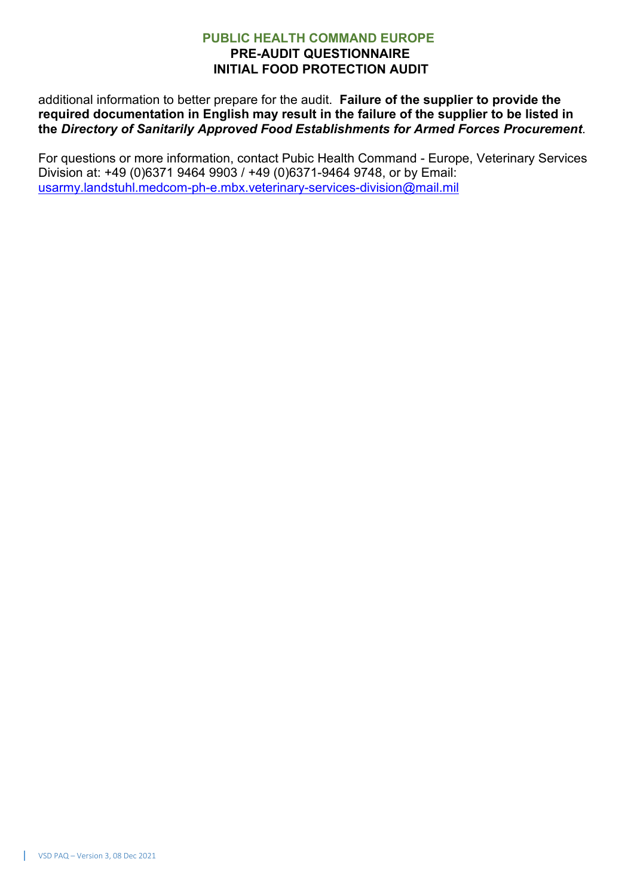additional information to better prepare for the audit. **Failure of the supplier to provide the required documentation in English may result in the failure of the supplier to be listed in the *Directory of Sanitarily Approved Food Establishments for Armed Forces Procurement*.**

For questions or more information, contact Pubic Health Command - Europe, Veterinary Services Division at: +49 (0)6371 9464 9903 / +49 (0)6371-9464 9748, or by Email: usarmy.landstuhl.medcom-ph-e.mbx.veterinary-services-division@mail.mil